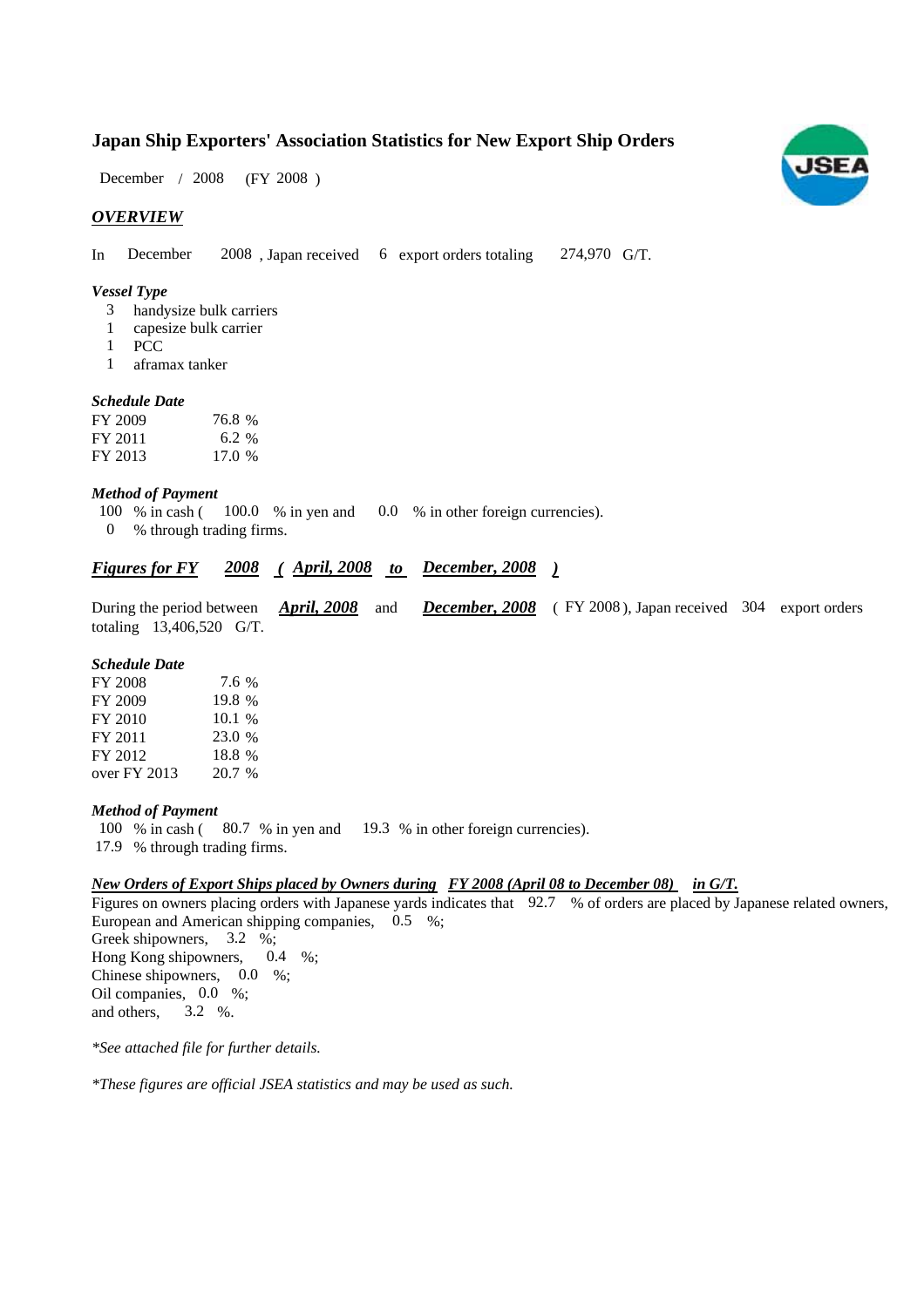# Japan Ship Exporters' Association Statistics for New Export Ship Orders

December / 2008 (FY 2008 )

## *OVERVIEW*

In December 2008 , Japan received 6 export orders totaling 274,970 G/T.

### *Vessel Type*

3 handysize bulk carriers
1 capesize bulk carrier
1 PCC
1 aframax tanker

### *Schedule Date*

| | |
|---|---|
| FY 2009 | 76.8 % |
| FY 2011 | 6.2 % |
| FY 2013 | 17.0 % |

### *Method of Payment*

100 % in cash ( 100.0 % in yen and 0.0 % in other foreign currencies).
0 % through trading firms.

## ***Figures for FY 2008 ( April, 2008 to December, 2008 )***

During the period between ***April, 2008*** and ***December, 2008*** ( FY 2008 ), Japan received 304 export orders totaling 13,406,520 G/T.

### *Schedule Date*

| | |
|---|---|
| FY 2008 | 7.6 % |
| FY 2009 | 19.8 % |
| FY 2010 | 10.1 % |
| FY 2011 | 23.0 % |
| FY 2012 | 18.8 % |
| over FY 2013 | 20.7 % |

### *Method of Payment*

100 % in cash ( 80.7 % in yen and 19.3 % in other foreign currencies).
17.9 % through trading firms.

### ***New Orders of Export Ships placed by Owners during FY 2008 (April 08 to December 08) in G/T.***

Figures on owners placing orders with Japanese yards indicates that 92.7 % of orders are placed by Japanese related owners,
European and American shipping companies, 0.5 %;
Greek shipowners, 3.2 %;
Hong Kong shipowners, 0.4 %;
Chinese shipowners, 0.0 %;
Oil companies, 0.0 %;
and others, 3.2 %.

*\*See attached file for further details.*

*\*These figures are official JSEA statistics and may be used as such.*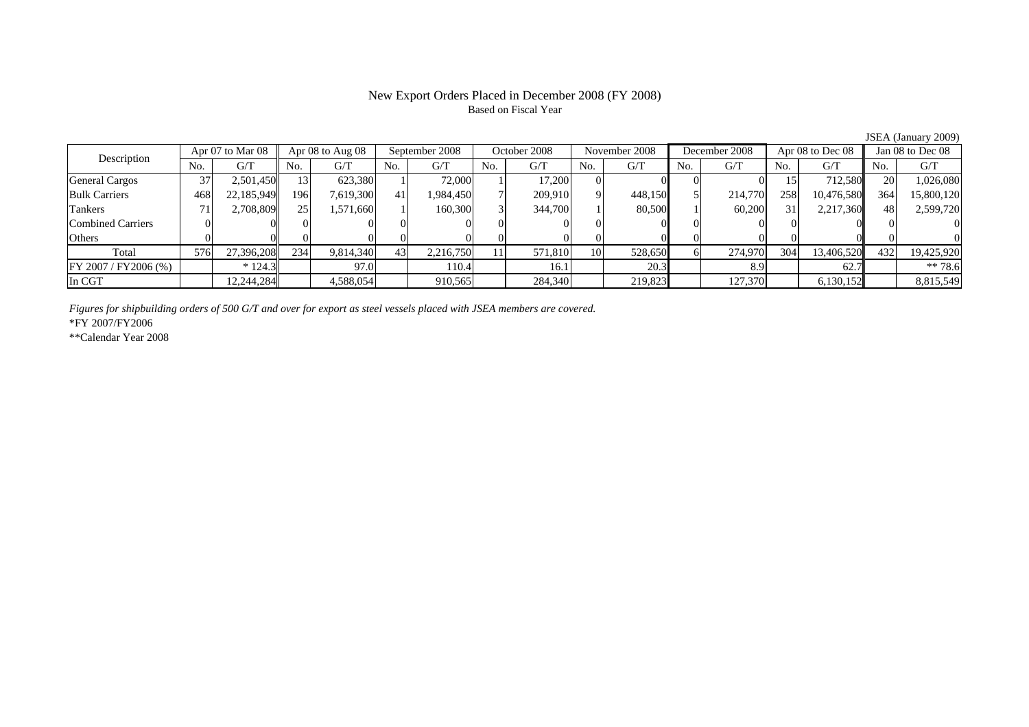# New Export Orders Placed in December 2008 (FY 2008)

Based on Fiscal Year

JSEA (January 2009)

| Description | Apr 07 to Mar 08 | | Apr 08 to Aug 08 | | September 2008 | | October 2008 | | November 2008 | | December 2008 | | Apr 08 to Dec 08 | | Jan 08 to Dec 08 | |
|---|---|---|---|---|---|---|---|---|---|---|---|---|---|---|---|---|
| | No. | G/T | No. | G/T | No. | G/T | No. | G/T | No. | G/T | No. | G/T | No. | G/T | No. | G/T |
| General Cargos | 37 | 2,501,450 | 13 | 623,380 | 1 | 72,000 | 1 | 17,200 | 0 | 0 | 0 | 0 | 15 | 712,580 | 20 | 1,026,080 |
| Bulk Carriers | 468 | 22,185,949 | 196 | 7,619,300 | 41 | 1,984,450 | 7 | 209,910 | 9 | 448,150 | 5 | 214,770 | 258 | 10,476,580 | 364 | 15,800,120 |
| Tankers | 71 | 2,708,809 | 25 | 1,571,660 | 1 | 160,300 | 3 | 344,700 | 1 | 80,500 | 1 | 60,200 | 31 | 2,217,360 | 48 | 2,599,720 |
| Combined Carriers | 0 | 0 | 0 | 0 | 0 | 0 | 0 | 0 | 0 | 0 | 0 | 0 | 0 | 0 | 0 | 0 |
| Others | 0 | 0 | 0 | 0 | 0 | 0 | 0 | 0 | 0 | 0 | 0 | 0 | 0 | 0 | 0 | 0 |
| Total | 576 | 27,396,208 | 234 | 9,814,340 | 43 | 2,216,750 | 11 | 571,810 | 10 | 528,650 | 6 | 274,970 | 304 | 13,406,520 | 432 | 19,425,920 |
| FY 2007 / FY2006 (%) | | * 124.3 | | 97.0 | | 110.4 | | 16.1 | | 20.3 | | 8.9 | | 62.7 | | ** 78.6 |
| In CGT | | 12,244,284 | | 4,588,054 | | 910,565 | | 284,340 | | 219,823 | | 127,370 | | 6,130,152 | | 8,815,549 |

*Figures for shipbuilding orders of 500 G/T and over for export as steel vessels placed with JSEA members are covered.*

*FY 2007/FY2006

**Calendar Year 2008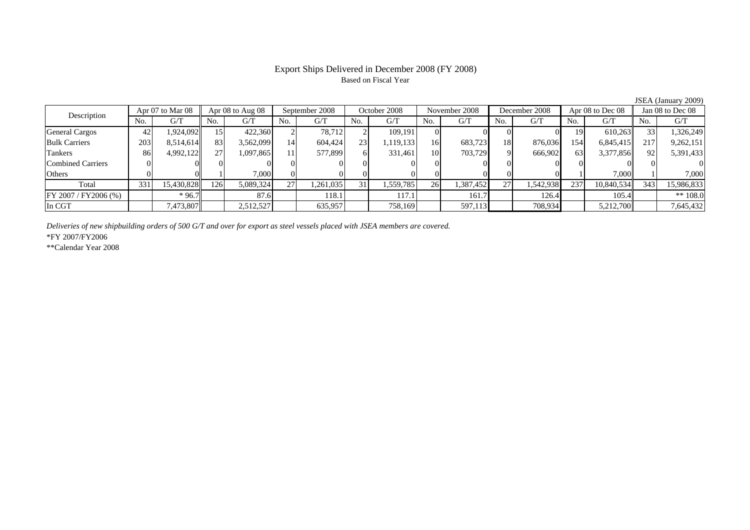# Export Ships Delivered in December 2008 (FY 2008)

Based on Fiscal Year

JSEA (January 2009)

| Description | Apr 07 to Mar 08 | | Apr 08 to Aug 08 | | September 2008 | | October 2008 | | November 2008 | | December 2008 | | Apr 08 to Dec 08 | | Jan 08 to Dec 08 | |
|---|---|---|---|---|---|---|---|---|---|---|---|---|---|---|---|---|
| | No. | G/T | No. | G/T | No. | G/T | No. | G/T | No. | G/T | No. | G/T | No. | G/T | No. | G/T |
| General Cargos | 42 | 1,924,092 | 15 | 422,360 | 2 | 78,712 | 2 | 109,191 | 0 | 0 | 0 | 0 | 19 | 610,263 | 33 | 1,326,249 |
| Bulk Carriers | 203 | 8,514,614 | 83 | 3,562,099 | 14 | 604,424 | 23 | 1,119,133 | 16 | 683,723 | 18 | 876,036 | 154 | 6,845,415 | 217 | 9,262,151 |
| Tankers | 86 | 4,992,122 | 27 | 1,097,865 | 11 | 577,899 | 6 | 331,461 | 10 | 703,729 | 9 | 666,902 | 63 | 3,377,856 | 92 | 5,391,433 |
| Combined Carriers | 0 | 0 | 0 | 0 | 0 | 0 | 0 | 0 | 0 | 0 | 0 | 0 | 0 | 0 | 0 | 0 |
| Others | 0 | 0 | 1 | 7,000 | 0 | 0 | 0 | 0 | 0 | 0 | 0 | 0 | 1 | 7,000 | 1 | 7,000 |
| Total | 331 | 15,430,828 | 126 | 5,089,324 | 27 | 1,261,035 | 31 | 1,559,785 | 26 | 1,387,452 | 27 | 1,542,938 | 237 | 10,840,534 | 343 | 15,986,833 |
| FY 2007 / FY2006 (%) | | * 96.7 | | 87.6 | | 118.1 | | 117.1 | | 161.7 | | 126.4 | | 105.4 | | ** 108.0 |
| In CGT | | 7,473,807 | | 2,512,527 | | 635,957 | | 758,169 | | 597,113 | | 708,934 | | 5,212,700 | | 7,645,432 |

*Deliveries of new shipbuilding orders of 500 G/T and over for export as steel vessels placed with JSEA members are covered.*

*FY 2007/FY2006

**Calendar Year 2008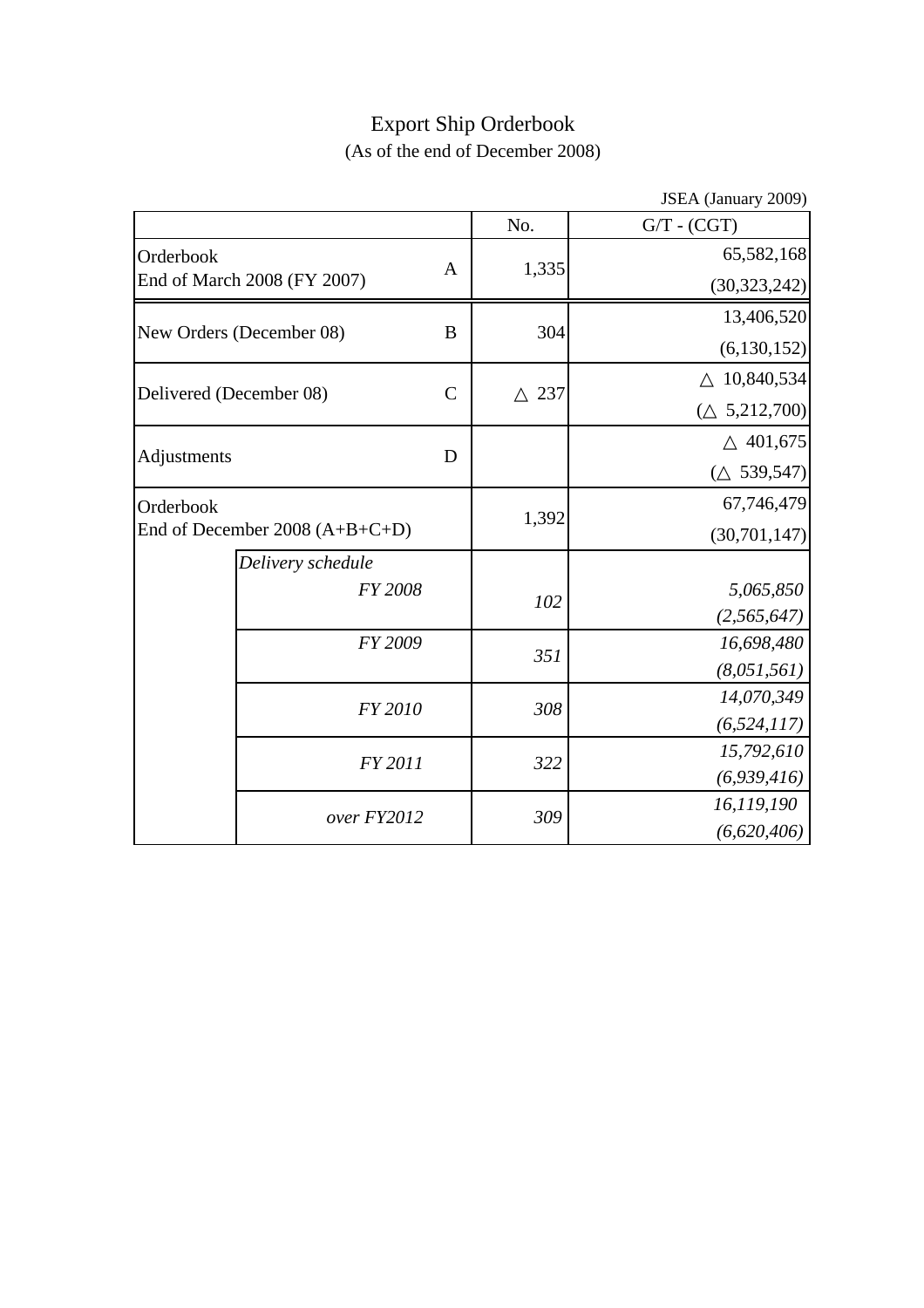# Export Ship Orderbook

(As of the end of December 2008)

JSEA (January 2009)

| | | | No. | G/T - (CGT) |
|---|---|---|---|---|
| Orderbook<br>End of March 2008 (FY 2007) | | A | 1,335 | 65,582,168<br>(30,323,242) |
| New Orders (December 08) | | B | 304 | 13,406,520<br>(6,130,152) |
| Delivered (December 08) | | C | △ 237 | △ 10,840,534<br>(△ 5,212,700) |
| Adjustments | | D | | △ 401,675<br>(△ 539,547) |
| Orderbook<br>End of December 2008 (A+B+C+D) | | | 1,392 | 67,746,479<br>(30,701,147) |
| | *Delivery schedule*<br>*FY 2008* | | *102* | *5,065,850*<br>*(2,565,647)* |
| | *FY 2009* | | *351* | *16,698,480*<br>*(8,051,561)* |
| | *FY 2010* | | *308* | *14,070,349*<br>*(6,524,117)* |
| | *FY 2011* | | *322* | *15,792,610*<br>*(6,939,416)* |
| | *over FY2012* | | *309* | *16,119,190*<br>*(6,620,406)* |